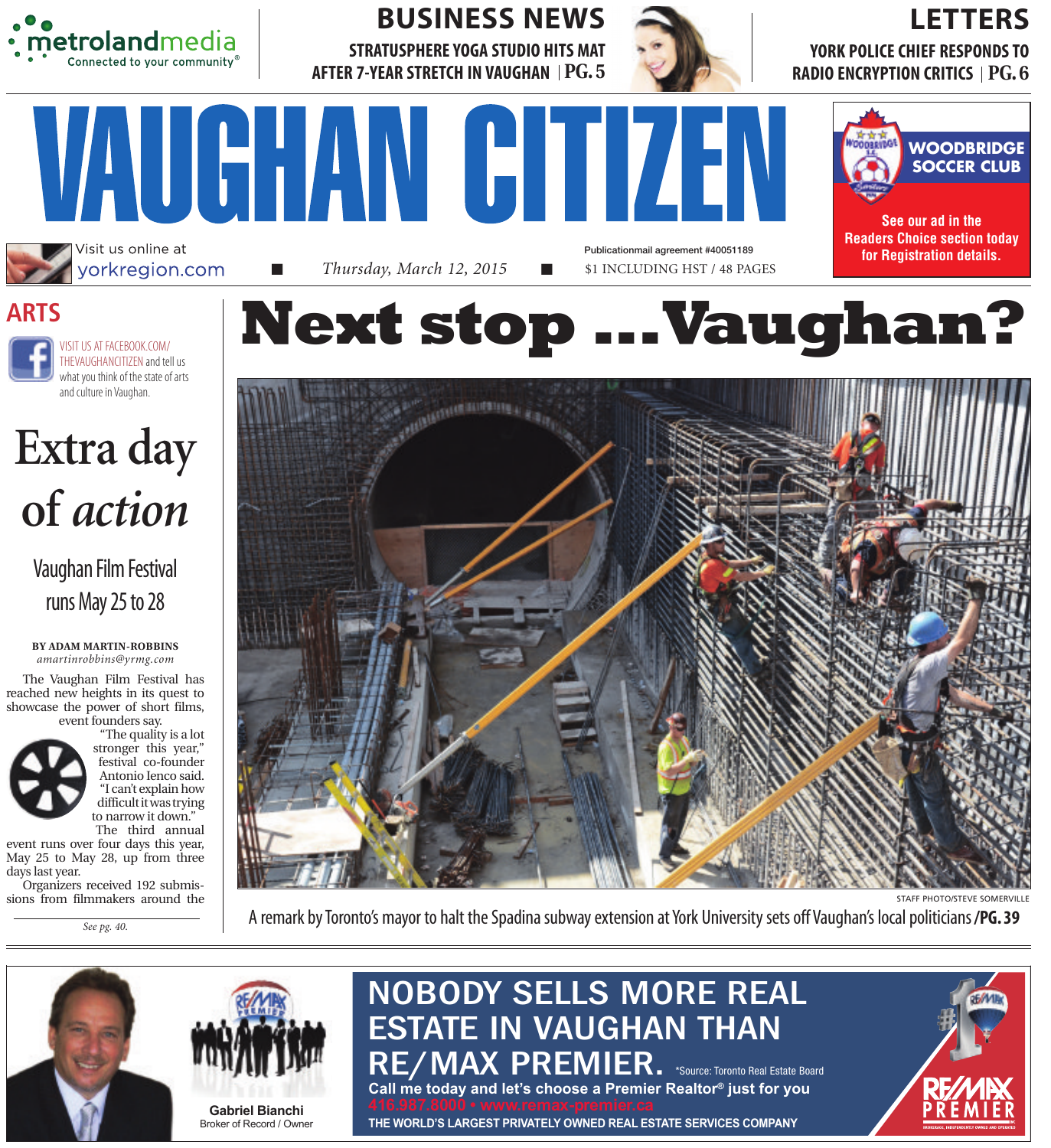metrolandmedia
Connected to your community®

## BUSINESS NEWS

STRATUSPHERE YOGA STUDIO HITS MAT AFTER 7-YEAR STRETCH IN VAUGHAN | PG. 5

## LETTERS

YORK POLICE CHIEF RESPONDS TO RADIO ENCRYPTION CRITICS | PG. 6

# VAUGHAN CITIZEN

WOODBRIDGE SOCCER CLUB

See our ad in the Readers Choice section today for Registration details.

Visit us online at yorkregion.com

Thursday, March 12, 2015

Publicationmail agreement #40051189

$1 INCLUDING HST / 48 PAGES

## ARTS

VISIT US AT FACEBOOK.COM/THEVAUGHANCITIZEN and tell us what you think of the state of arts and culture in Vaughan.

# Extra day of *action*

### Vaughan Film Festival runs May 25 to 28

**BY ADAM MARTIN-ROBBINS**
*amartinrobbins@yrmg.com*

The Vaughan Film Festival has reached new heights in its quest to showcase the power of short films, event founders say.

"The quality is a lot stronger this year," festival co-founder Antonio Ienco said. "I can't explain how difficult it was trying to narrow it down."

The third annual event runs over four days this year, May 25 to May 28, up from three days last year.

Organizers received 192 submissions from filmmakers around the

*See pg. 40.*

# Next stop ...Vaughan?

STAFF PHOTO/STEVE SOMERVILLE

A remark by Toronto's mayor to halt the Spadina subway extension at York University sets off Vaughan's local politicians /**PG. 39**

NOBODY SELLS MORE REAL ESTATE IN VAUGHAN THAN RE/MAX PREMIER. *Source: Toronto Real Estate Board

Call me today and let's choose a Premier Realtor® just for you

416.987.8000 • www.remax-premier.ca

THE WORLD'S LARGEST PRIVATELY OWNED REAL ESTATE SERVICES COMPANY

Gabriel Bianchi
Broker of Record / Owner

RE/MAX PREMIER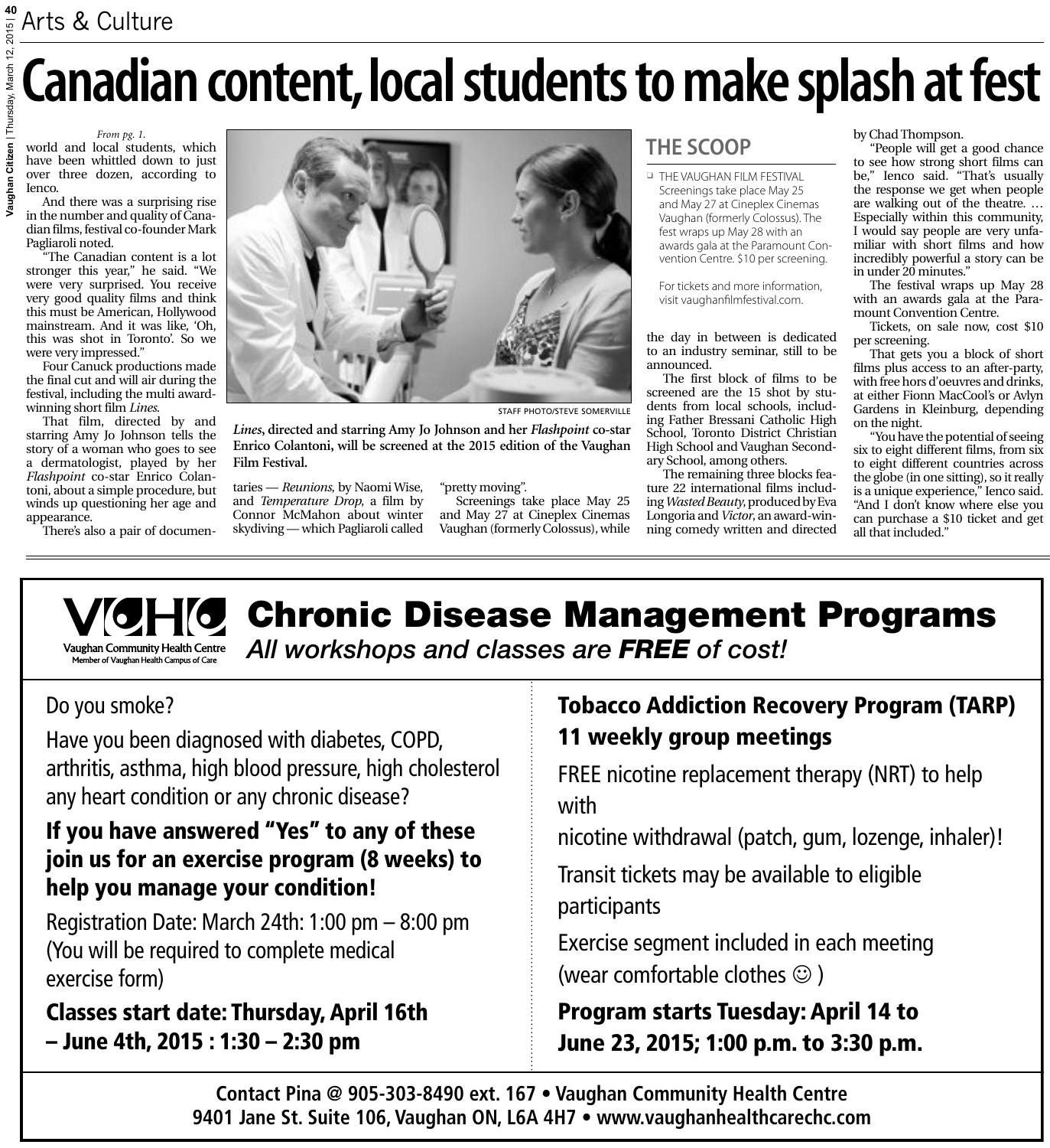Arts & Culture

# Canadian content, local students to make splash at fest

*From pg. 1.*

world and local students, which have been whittled down to just over three dozen, according to Ienco.

And there was a surprising rise in the number and quality of Canadian films, festival co-founder Mark Pagliaroli noted.

"The Canadian content is a lot stronger this year," he said. "We were very surprised. You receive very good quality films and think this must be American, Hollywood mainstream. And it was like, 'Oh, this was shot in Toronto'. So we were very impressed."

Four Canuck productions made the final cut and will air during the festival, including the multi award-winning short film *Lines*.

That film, directed by and starring Amy Jo Johnson tells the story of a woman who goes to see a dermatologist, played by her *Flashpoint* co-star Enrico Colantoni, about a simple procedure, but winds up questioning her age and appearance.

There's also a pair of documentaries — *Reunions*, by Naomi Wise, and *Temperature Drop*, a film by Connor McMahon about winter skydiving — which Pagliaroli called "pretty moving".

STAFF PHOTO/STEVE SOMERVILLE

***Lines*, directed and starring Amy Jo Johnson and her *Flashpoint* co-star Enrico Colantoni, will be screened at the 2015 edition of the Vaughan Film Festival.**

Screenings take place May 25 and May 27 at Cineplex Cinemas Vaughan (formerly Colossus), while the day in between is dedicated to an industry seminar, still to be announced.

The first block of films to be screened are the 15 shot by students from local schools, including Father Bressani Catholic High School, Toronto District Christian High School and Vaughan Secondary School, among others.

The remaining three blocks feature 22 international films including *Wasted Beauty*, produced by Eva Longoria and *Victor*, an award-winning comedy written and directed by Chad Thompson.

"People will get a good chance to see how strong short films can be," Ienco said. "That's usually the response we get when people are walking out of the theatre. … Especially within this community, I would say people are very unfamiliar with short films and how incredibly powerful a story can be in under 20 minutes."

The festival wraps up May 28 with an awards gala at the Paramount Convention Centre.

Tickets, on sale now, cost $10 per screening.

That gets you a block of short films plus access to an after-party, with free hors d'oeuvres and drinks, at either Fionn MacCool's or Avlyn Gardens in Kleinburg, depending on the night.

"You have the potential of seeing six to eight different films, from six to eight different countries across the globe (in one sitting), so it really is a unique experience," Ienco said. "And I don't know where else you can purchase a $10 ticket and get all that included."

## THE SCOOP

- THE VAUGHAN FILM FESTIVAL Screenings take place May 25 and May 27 at Cineplex Cinemas Vaughan (formerly Colossus). The fest wraps up May 28 with an awards gala at the Paramount Convention Centre. $10 per screening.

For tickets and more information, visit vaughanfilmfestival.com.

---

VCHC Vaughan Community Health Centre
Member of Vaughan Health Campus of Care

# Chronic Disease Management Programs

*All workshops and classes are **FREE** of cost!*

Do you smoke?

Have you been diagnosed with diabetes, COPD, arthritis, asthma, high blood pressure, high cholesterol any heart condition or any chronic disease?

**If you have answered "Yes" to any of these join us for an exercise program (8 weeks) to help you manage your condition!**

Registration Date: March 24th: 1:00 pm – 8:00 pm (You will be required to complete medical exercise form)

**Classes start date: Thursday, April 16th – June 4th, 2015 : 1:30 – 2:30 pm**

**Tobacco Addiction Recovery Program (TARP) 11 weekly group meetings**

FREE nicotine replacement therapy (NRT) to help with nicotine withdrawal (patch, gum, lozenge, inhaler)!

Transit tickets may be available to eligible participants

Exercise segment included in each meeting (wear comfortable clothes ☺)

**Program starts Tuesday: April 14 to June 23, 2015; 1:00 p.m. to 3:30 p.m.**

**Contact Pina @ 905-303-8490 ext. 167 • Vaughan Community Health Centre 9401 Jane St. Suite 106, Vaughan ON, L6A 4H7 • www.vaughanhealthcarechc.com**